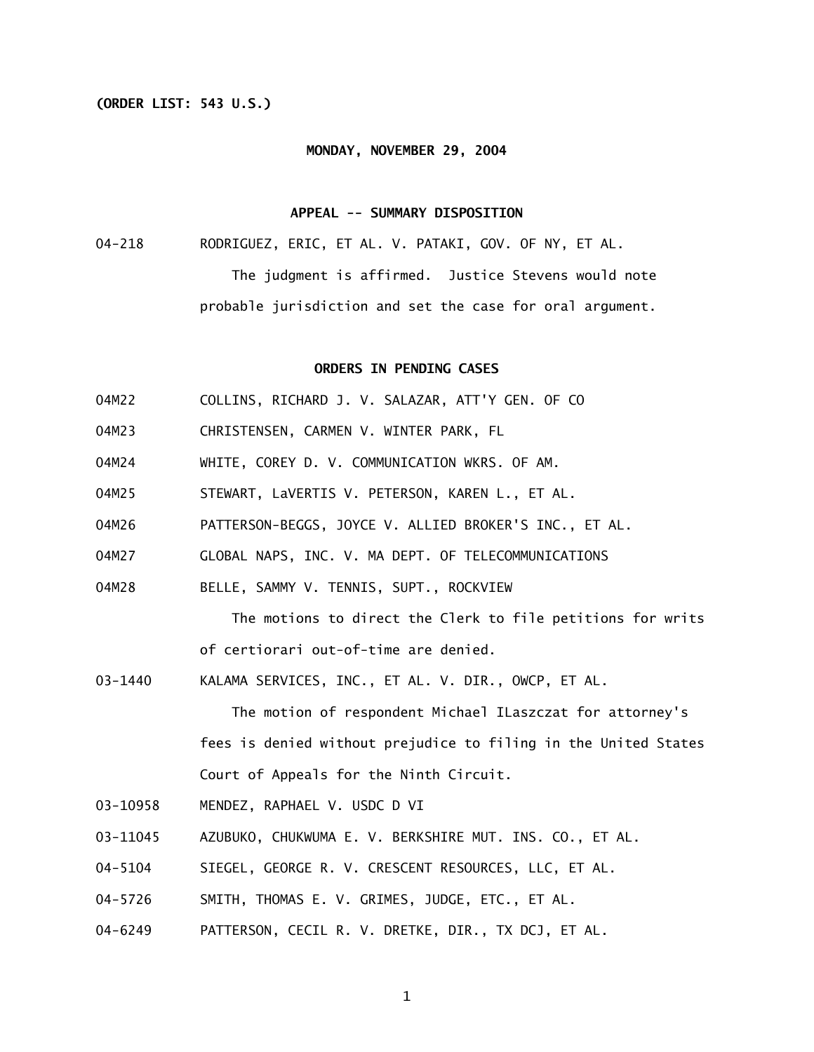**(ORDER LIST: 543 U.S.)**

**MONDAY, NOVEMBER 29, 2004**

**APPEAL -- SUMMARY DISPOSITION**

04-218 RODRIGUEZ, ERIC, ET AL. V. PATAKI, GOV. OF NY, ET AL.

The judgment is affirmed. Justice Stevens would note probable jurisdiction and set the case for oral argument.

**ORDERS IN PENDING CASES**

04M22 COLLINS, RICHARD J. V. SALAZAR, ATT'Y GEN. OF CO

04M23 CHRISTENSEN, CARMEN V. WINTER PARK, FL

04M24 WHITE, COREY D. V. COMMUNICATION WKRS. OF AM.

04M25 STEWART, LaVERTIS V. PETERSON, KAREN L., ET AL.

04M26 PATTERSON-BEGGS, JOYCE V. ALLIED BROKER'S INC., ET AL.

04M27 GLOBAL NAPS, INC. V. MA DEPT. OF TELECOMMUNICATIONS

04M28 BELLE, SAMMY V. TENNIS, SUPT., ROCKVIEW

The motions to direct the Clerk to file petitions for writs of certiorari out-of-time are denied.

03-1440 KALAMA SERVICES, INC., ET AL. V. DIR., OWCP, ET AL.

The motion of respondent Michael ILaszczat for attorney's fees is denied without prejudice to filing in the United States Court of Appeals for the Ninth Circuit.

03-10958 MENDEZ, RAPHAEL V. USDC D VI

03-11045 AZUBUKO, CHUKWUMA E. V. BERKSHIRE MUT. INS. CO., ET AL.

04-5104 SIEGEL, GEORGE R. V. CRESCENT RESOURCES, LLC, ET AL.

04-5726 SMITH, THOMAS E. V. GRIMES, JUDGE, ETC., ET AL.

04-6249 PATTERSON, CECIL R. V. DRETKE, DIR., TX DCJ, ET AL.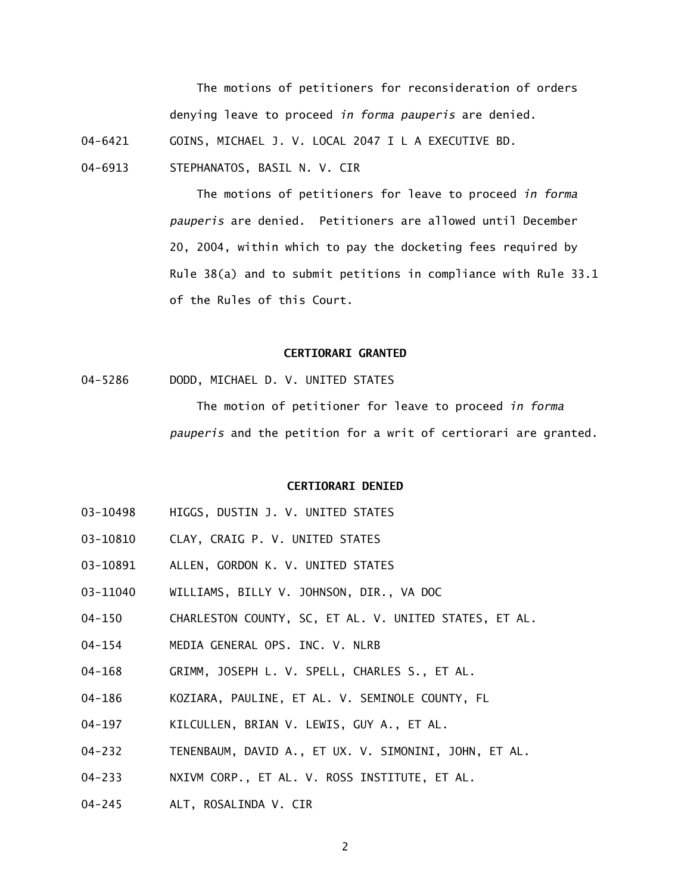The motions of petitioners for reconsideration of orders denying leave to proceed *in forma pauperis* are denied.

04-6421 GOINS, MICHAEL J. V. LOCAL 2047 I L A EXECUTIVE BD.

04-6913 STEPHANATOS, BASIL N. V. CIR

The motions of petitioners for leave to proceed *in forma pauperis* are denied. Petitioners are allowed until December 20, 2004, within which to pay the docketing fees required by Rule 38(a) and to submit petitions in compliance with Rule 33.1 of the Rules of this Court.

**CERTIORARI GRANTED**

04-5286 DODD, MICHAEL D. V. UNITED STATES

The motion of petitioner for leave to proceed *in forma pauperis* and the petition for a writ of certiorari are granted.

**CERTIORARI DENIED**

03-10498 HIGGS, DUSTIN J. V. UNITED STATES

03-10810 CLAY, CRAIG P. V. UNITED STATES

03-10891 ALLEN, GORDON K. V. UNITED STATES

03-11040 WILLIAMS, BILLY V. JOHNSON, DIR., VA DOC

04-150 CHARLESTON COUNTY, SC, ET AL. V. UNITED STATES, ET AL.

04-154 MEDIA GENERAL OPS. INC. V. NLRB

04-168 GRIMM, JOSEPH L. V. SPELL, CHARLES S., ET AL.

04-186 KOZIARA, PAULINE, ET AL. V. SEMINOLE COUNTY, FL

04-197 KILCULLEN, BRIAN V. LEWIS, GUY A., ET AL.

04-232 TENENBAUM, DAVID A., ET UX. V. SIMONINI, JOHN, ET AL.

04-233 NXIVM CORP., ET AL. V. ROSS INSTITUTE, ET AL.

04-245 ALT, ROSALINDA V. CIR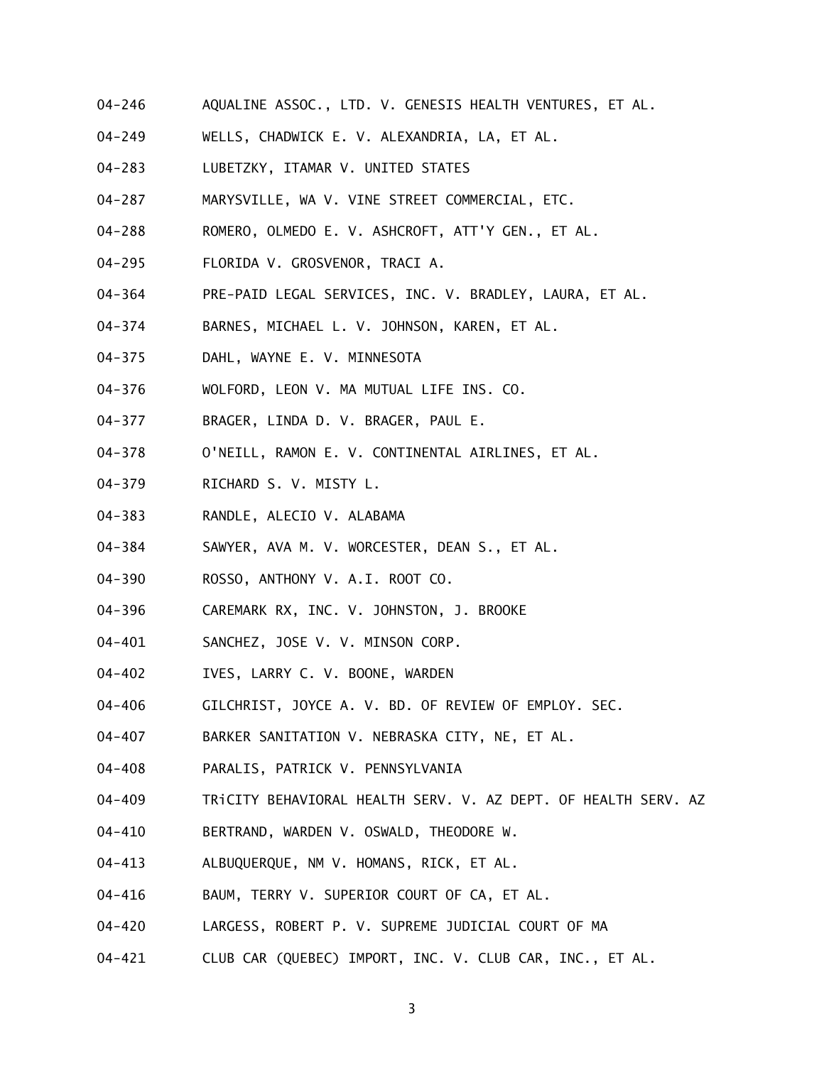04-246 AQUALINE ASSOC., LTD. V. GENESIS HEALTH VENTURES, ET AL.

04-249 WELLS, CHADWICK E. V. ALEXANDRIA, LA, ET AL.

04-283 LUBETZKY, ITAMAR V. UNITED STATES

04-287 MARYSVILLE, WA V. VINE STREET COMMERCIAL, ETC.

04-288 ROMERO, OLMEDO E. V. ASHCROFT, ATT'Y GEN., ET AL.

04-295 FLORIDA V. GROSVENOR, TRACI A.

04-364 PRE-PAID LEGAL SERVICES, INC. V. BRADLEY, LAURA, ET AL.

04-374 BARNES, MICHAEL L. V. JOHNSON, KAREN, ET AL.

04-375 DAHL, WAYNE E. V. MINNESOTA

04-376 WOLFORD, LEON V. MA MUTUAL LIFE INS. CO.

04-377 BRAGER, LINDA D. V. BRAGER, PAUL E.

04-378 O'NEILL, RAMON E. V. CONTINENTAL AIRLINES, ET AL.

04-379 RICHARD S. V. MISTY L.

04-383 RANDLE, ALECIO V. ALABAMA

04-384 SAWYER, AVA M. V. WORCESTER, DEAN S., ET AL.

04-390 ROSSO, ANTHONY V. A.I. ROOT CO.

04-396 CAREMARK RX, INC. V. JOHNSTON, J. BROOKE

04-401 SANCHEZ, JOSE V. V. MINSON CORP.

04-402 IVES, LARRY C. V. BOONE, WARDEN

04-406 GILCHRIST, JOYCE A. V. BD. OF REVIEW OF EMPLOY. SEC.

04-407 BARKER SANITATION V. NEBRASKA CITY, NE, ET AL.

04-408 PARALIS, PATRICK V. PENNSYLVANIA

04-409 TRiCITY BEHAVIORAL HEALTH SERV. V. AZ DEPT. OF HEALTH SERV. AZ

04-410 BERTRAND, WARDEN V. OSWALD, THEODORE W.

04-413 ALBUQUERQUE, NM V. HOMANS, RICK, ET AL.

04-416 BAUM, TERRY V. SUPERIOR COURT OF CA, ET AL.

04-420 LARGESS, ROBERT P. V. SUPREME JUDICIAL COURT OF MA

04-421 CLUB CAR (QUEBEC) IMPORT, INC. V. CLUB CAR, INC., ET AL.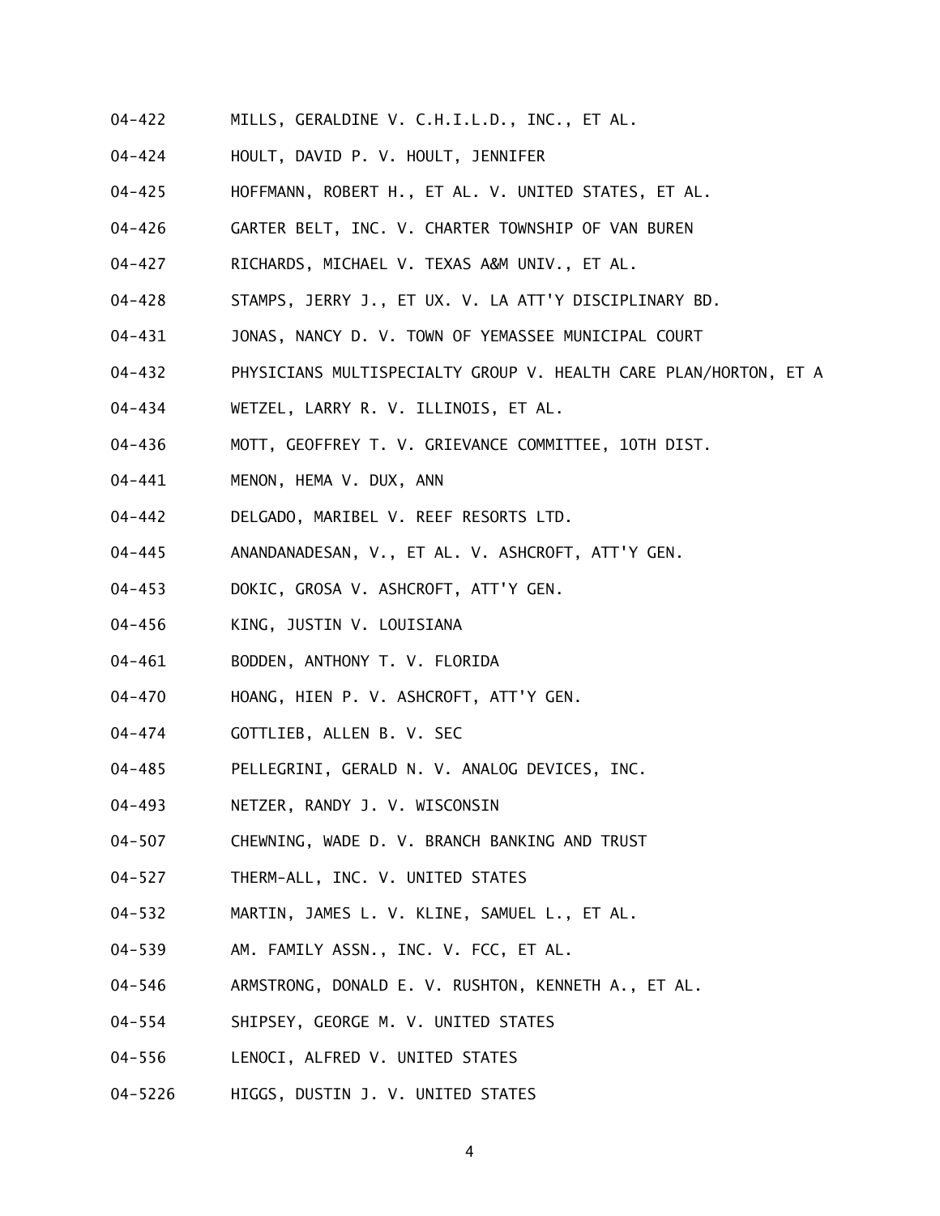04-422 MILLS, GERALDINE V. C.H.I.L.D., INC., ET AL.

04-424 HOULT, DAVID P. V. HOULT, JENNIFER

04-425 HOFFMANN, ROBERT H., ET AL. V. UNITED STATES, ET AL.

04-426 GARTER BELT, INC. V. CHARTER TOWNSHIP OF VAN BUREN

04-427 RICHARDS, MICHAEL V. TEXAS A&M UNIV., ET AL.

04-428 STAMPS, JERRY J., ET UX. V. LA ATT'Y DISCIPLINARY BD.

04-431 JONAS, NANCY D. V. TOWN OF YEMASSEE MUNICIPAL COURT

04-432 PHYSICIANS MULTISPECIALTY GROUP V. HEALTH CARE PLAN/HORTON, ET A

04-434 WETZEL, LARRY R. V. ILLINOIS, ET AL.

04-436 MOTT, GEOFFREY T. V. GRIEVANCE COMMITTEE, 10TH DIST.

04-441 MENON, HEMA V. DUX, ANN

04-442 DELGADO, MARIBEL V. REEF RESORTS LTD.

04-445 ANANDANADESAN, V., ET AL. V. ASHCROFT, ATT'Y GEN.

04-453 DOKIC, GROSA V. ASHCROFT, ATT'Y GEN.

04-456 KING, JUSTIN V. LOUISIANA

04-461 BODDEN, ANTHONY T. V. FLORIDA

04-470 HOANG, HIEN P. V. ASHCROFT, ATT'Y GEN.

04-474 GOTTLIEB, ALLEN B. V. SEC

04-485 PELLEGRINI, GERALD N. V. ANALOG DEVICES, INC.

04-493 NETZER, RANDY J. V. WISCONSIN

04-507 CHEWNING, WADE D. V. BRANCH BANKING AND TRUST

04-527 THERM-ALL, INC. V. UNITED STATES

04-532 MARTIN, JAMES L. V. KLINE, SAMUEL L., ET AL.

04-539 AM. FAMILY ASSN., INC. V. FCC, ET AL.

04-546 ARMSTRONG, DONALD E. V. RUSHTON, KENNETH A., ET AL.

04-554 SHIPSEY, GEORGE M. V. UNITED STATES

04-556 LENOCI, ALFRED V. UNITED STATES

04-5226 HIGGS, DUSTIN J. V. UNITED STATES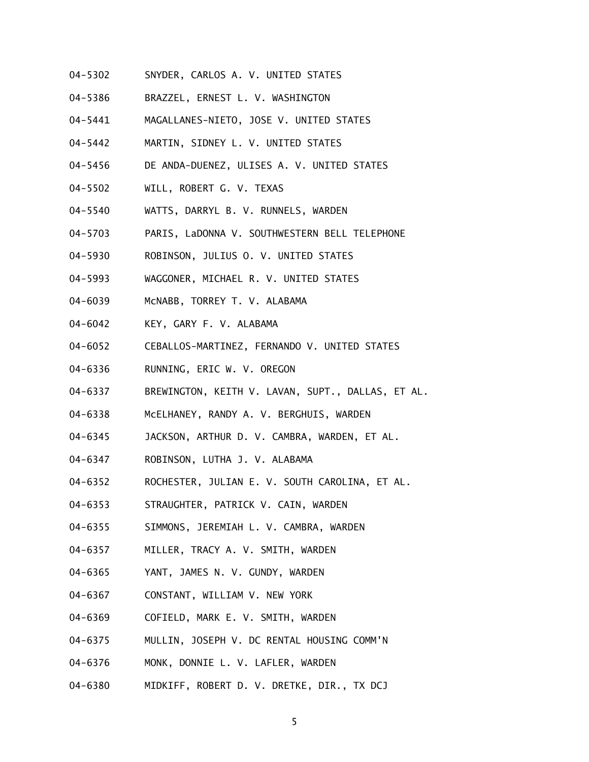04-5302 SNYDER, CARLOS A. V. UNITED STATES

04-5386 BRAZZEL, ERNEST L. V. WASHINGTON

04-5441 MAGALLANES-NIETO, JOSE V. UNITED STATES

04-5442 MARTIN, SIDNEY L. V. UNITED STATES

04-5456 DE ANDA-DUENEZ, ULISES A. V. UNITED STATES

04-5502 WILL, ROBERT G. V. TEXAS

04-5540 WATTS, DARRYL B. V. RUNNELS, WARDEN

04-5703 PARIS, LaDONNA V. SOUTHWESTERN BELL TELEPHONE

04-5930 ROBINSON, JULIUS O. V. UNITED STATES

04-5993 WAGGONER, MICHAEL R. V. UNITED STATES

04-6039 McNABB, TORREY T. V. ALABAMA

04-6042 KEY, GARY F. V. ALABAMA

04-6052 CEBALLOS-MARTINEZ, FERNANDO V. UNITED STATES

04-6336 RUNNING, ERIC W. V. OREGON

04-6337 BREWINGTON, KEITH V. LAVAN, SUPT., DALLAS, ET AL.

04-6338 McELHANEY, RANDY A. V. BERGHUIS, WARDEN

04-6345 JACKSON, ARTHUR D. V. CAMBRA, WARDEN, ET AL.

04-6347 ROBINSON, LUTHA J. V. ALABAMA

04-6352 ROCHESTER, JULIAN E. V. SOUTH CAROLINA, ET AL.

04-6353 STRAUGHTER, PATRICK V. CAIN, WARDEN

04-6355 SIMMONS, JEREMIAH L. V. CAMBRA, WARDEN

04-6357 MILLER, TRACY A. V. SMITH, WARDEN

04-6365 YANT, JAMES N. V. GUNDY, WARDEN

04-6367 CONSTANT, WILLIAM V. NEW YORK

04-6369 COFIELD, MARK E. V. SMITH, WARDEN

04-6375 MULLIN, JOSEPH V. DC RENTAL HOUSING COMM'N

04-6376 MONK, DONNIE L. V. LAFLER, WARDEN

04-6380 MIDKIFF, ROBERT D. V. DRETKE, DIR., TX DCJ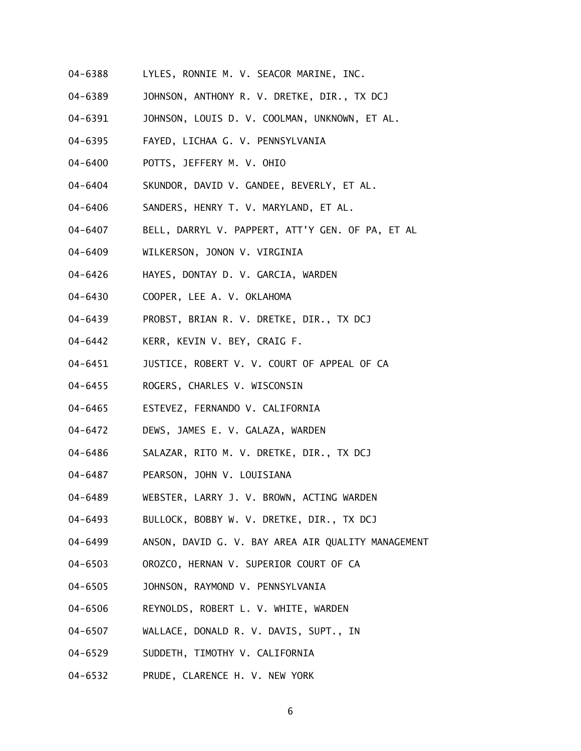04-6388 LYLES, RONNIE M. V. SEACOR MARINE, INC.

04-6389 JOHNSON, ANTHONY R. V. DRETKE, DIR., TX DCJ

04-6391 JOHNSON, LOUIS D. V. COOLMAN, UNKNOWN, ET AL.

04-6395 FAYED, LICHAA G. V. PENNSYLVANIA

04-6400 POTTS, JEFFERY M. V. OHIO

04-6404 SKUNDOR, DAVID V. GANDEE, BEVERLY, ET AL.

04-6406 SANDERS, HENRY T. V. MARYLAND, ET AL.

04-6407 BELL, DARRYL V. PAPPERT, ATT'Y GEN. OF PA, ET AL

04-6409 WILKERSON, JONON V. VIRGINIA

04-6426 HAYES, DONTAY D. V. GARCIA, WARDEN

04-6430 COOPER, LEE A. V. OKLAHOMA

04-6439 PROBST, BRIAN R. V. DRETKE, DIR., TX DCJ

04-6442 KERR, KEVIN V. BEY, CRAIG F.

04-6451 JUSTICE, ROBERT V. V. COURT OF APPEAL OF CA

04-6455 ROGERS, CHARLES V. WISCONSIN

04-6465 ESTEVEZ, FERNANDO V. CALIFORNIA

04-6472 DEWS, JAMES E. V. GALAZA, WARDEN

04-6486 SALAZAR, RITO M. V. DRETKE, DIR., TX DCJ

04-6487 PEARSON, JOHN V. LOUISIANA

04-6489 WEBSTER, LARRY J. V. BROWN, ACTING WARDEN

04-6493 BULLOCK, BOBBY W. V. DRETKE, DIR., TX DCJ

04-6499 ANSON, DAVID G. V. BAY AREA AIR QUALITY MANAGEMENT

04-6503 OROZCO, HERNAN V. SUPERIOR COURT OF CA

04-6505 JOHNSON, RAYMOND V. PENNSYLVANIA

04-6506 REYNOLDS, ROBERT L. V. WHITE, WARDEN

04-6507 WALLACE, DONALD R. V. DAVIS, SUPT., IN

04-6529 SUDDETH, TIMOTHY V. CALIFORNIA

04-6532 PRUDE, CLARENCE H. V. NEW YORK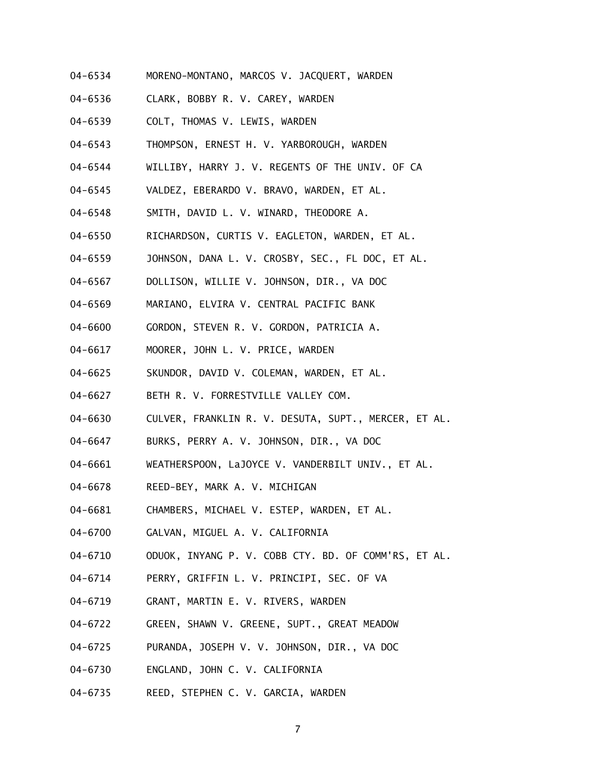04-6534 MORENO-MONTANO, MARCOS V. JACQUERT, WARDEN

04-6536 CLARK, BOBBY R. V. CAREY, WARDEN

04-6539 COLT, THOMAS V. LEWIS, WARDEN

04-6543 THOMPSON, ERNEST H. V. YARBOROUGH, WARDEN

04-6544 WILLIBY, HARRY J. V. REGENTS OF THE UNIV. OF CA

04-6545 VALDEZ, EBERARDO V. BRAVO, WARDEN, ET AL.

04-6548 SMITH, DAVID L. V. WINARD, THEODORE A.

04-6550 RICHARDSON, CURTIS V. EAGLETON, WARDEN, ET AL.

04-6559 JOHNSON, DANA L. V. CROSBY, SEC., FL DOC, ET AL.

04-6567 DOLLISON, WILLIE V. JOHNSON, DIR., VA DOC

04-6569 MARIANO, ELVIRA V. CENTRAL PACIFIC BANK

04-6600 GORDON, STEVEN R. V. GORDON, PATRICIA A.

04-6617 MOORER, JOHN L. V. PRICE, WARDEN

04-6625 SKUNDOR, DAVID V. COLEMAN, WARDEN, ET AL.

04-6627 BETH R. V. FORRESTVILLE VALLEY COM.

04-6630 CULVER, FRANKLIN R. V. DESUTA, SUPT., MERCER, ET AL.

04-6647 BURKS, PERRY A. V. JOHNSON, DIR., VA DOC

04-6661 WEATHERSPOON, LaJOYCE V. VANDERBILT UNIV., ET AL.

04-6678 REED-BEY, MARK A. V. MICHIGAN

04-6681 CHAMBERS, MICHAEL V. ESTEP, WARDEN, ET AL.

04-6700 GALVAN, MIGUEL A. V. CALIFORNIA

04-6710 ODUOK, INYANG P. V. COBB CTY. BD. OF COMM'RS, ET AL.

04-6714 PERRY, GRIFFIN L. V. PRINCIPI, SEC. OF VA

04-6719 GRANT, MARTIN E. V. RIVERS, WARDEN

04-6722 GREEN, SHAWN V. GREENE, SUPT., GREAT MEADOW

04-6725 PURANDA, JOSEPH V. V. JOHNSON, DIR., VA DOC

04-6730 ENGLAND, JOHN C. V. CALIFORNIA

04-6735 REED, STEPHEN C. V. GARCIA, WARDEN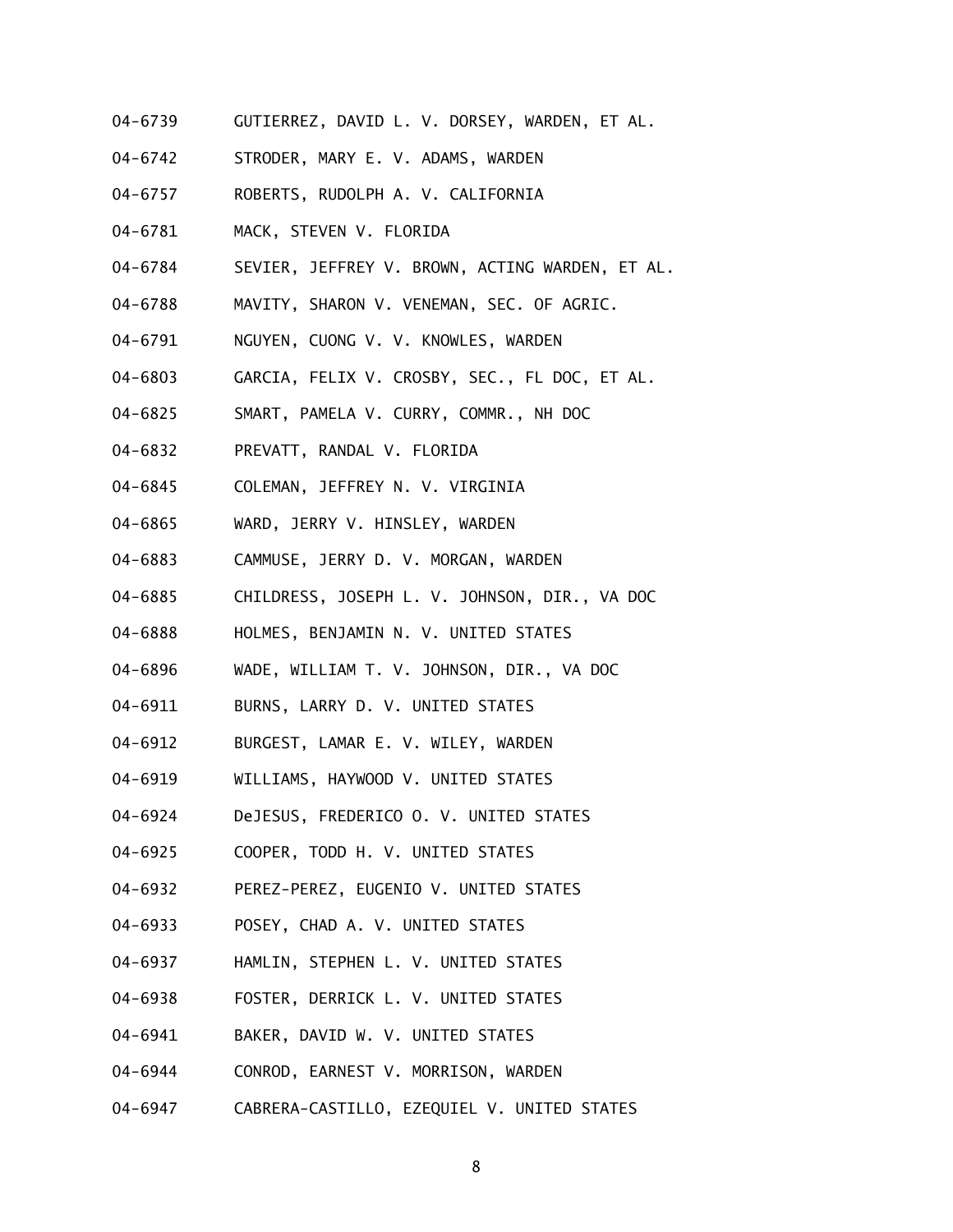04-6739 GUTIERREZ, DAVID L. V. DORSEY, WARDEN, ET AL.

04-6742 STRODER, MARY E. V. ADAMS, WARDEN

04-6757 ROBERTS, RUDOLPH A. V. CALIFORNIA

04-6781 MACK, STEVEN V. FLORIDA

04-6784 SEVIER, JEFFREY V. BROWN, ACTING WARDEN, ET AL.

04-6788 MAVITY, SHARON V. VENEMAN, SEC. OF AGRIC.

04-6791 NGUYEN, CUONG V. V. KNOWLES, WARDEN

04-6803 GARCIA, FELIX V. CROSBY, SEC., FL DOC, ET AL.

04-6825 SMART, PAMELA V. CURRY, COMMR., NH DOC

04-6832 PREVATT, RANDAL V. FLORIDA

04-6845 COLEMAN, JEFFREY N. V. VIRGINIA

04-6865 WARD, JERRY V. HINSLEY, WARDEN

04-6883 CAMMUSE, JERRY D. V. MORGAN, WARDEN

04-6885 CHILDRESS, JOSEPH L. V. JOHNSON, DIR., VA DOC

04-6888 HOLMES, BENJAMIN N. V. UNITED STATES

04-6896 WADE, WILLIAM T. V. JOHNSON, DIR., VA DOC

04-6911 BURNS, LARRY D. V. UNITED STATES

04-6912 BURGEST, LAMAR E. V. WILEY, WARDEN

04-6919 WILLIAMS, HAYWOOD V. UNITED STATES

04-6924 DeJESUS, FREDERICO O. V. UNITED STATES

04-6925 COOPER, TODD H. V. UNITED STATES

04-6932 PEREZ-PEREZ, EUGENIO V. UNITED STATES

04-6933 POSEY, CHAD A. V. UNITED STATES

04-6937 HAMLIN, STEPHEN L. V. UNITED STATES

04-6938 FOSTER, DERRICK L. V. UNITED STATES

04-6941 BAKER, DAVID W. V. UNITED STATES

04-6944 CONROD, EARNEST V. MORRISON, WARDEN

04-6947 CABRERA-CASTILLO, EZEQUIEL V. UNITED STATES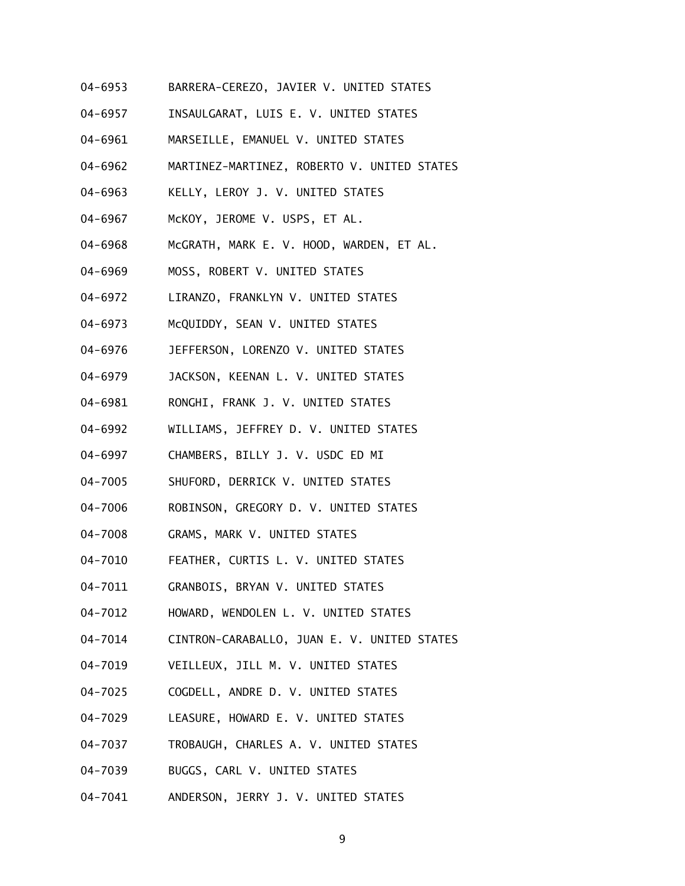04-6953 BARRERA-CEREZO, JAVIER V. UNITED STATES

04-6957 INSAULGARAT, LUIS E. V. UNITED STATES

04-6961 MARSEILLE, EMANUEL V. UNITED STATES

04-6962 MARTINEZ-MARTINEZ, ROBERTO V. UNITED STATES

04-6963 KELLY, LEROY J. V. UNITED STATES

04-6967 McKOY, JEROME V. USPS, ET AL.

04-6968 McGRATH, MARK E. V. HOOD, WARDEN, ET AL.

04-6969 MOSS, ROBERT V. UNITED STATES

04-6972 LIRANZO, FRANKLYN V. UNITED STATES

04-6973 McQUIDDY, SEAN V. UNITED STATES

04-6976 JEFFERSON, LORENZO V. UNITED STATES

04-6979 JACKSON, KEENAN L. V. UNITED STATES

04-6981 RONGHI, FRANK J. V. UNITED STATES

04-6992 WILLIAMS, JEFFREY D. V. UNITED STATES

04-6997 CHAMBERS, BILLY J. V. USDC ED MI

04-7005 SHUFORD, DERRICK V. UNITED STATES

04-7006 ROBINSON, GREGORY D. V. UNITED STATES

04-7008 GRAMS, MARK V. UNITED STATES

04-7010 FEATHER, CURTIS L. V. UNITED STATES

04-7011 GRANBOIS, BRYAN V. UNITED STATES

04-7012 HOWARD, WENDOLEN L. V. UNITED STATES

04-7014 CINTRON-CARABALLO, JUAN E. V. UNITED STATES

04-7019 VEILLEUX, JILL M. V. UNITED STATES

04-7025 COGDELL, ANDRE D. V. UNITED STATES

04-7029 LEASURE, HOWARD E. V. UNITED STATES

04-7037 TROBAUGH, CHARLES A. V. UNITED STATES

04-7039 BUGGS, CARL V. UNITED STATES

04-7041 ANDERSON, JERRY J. V. UNITED STATES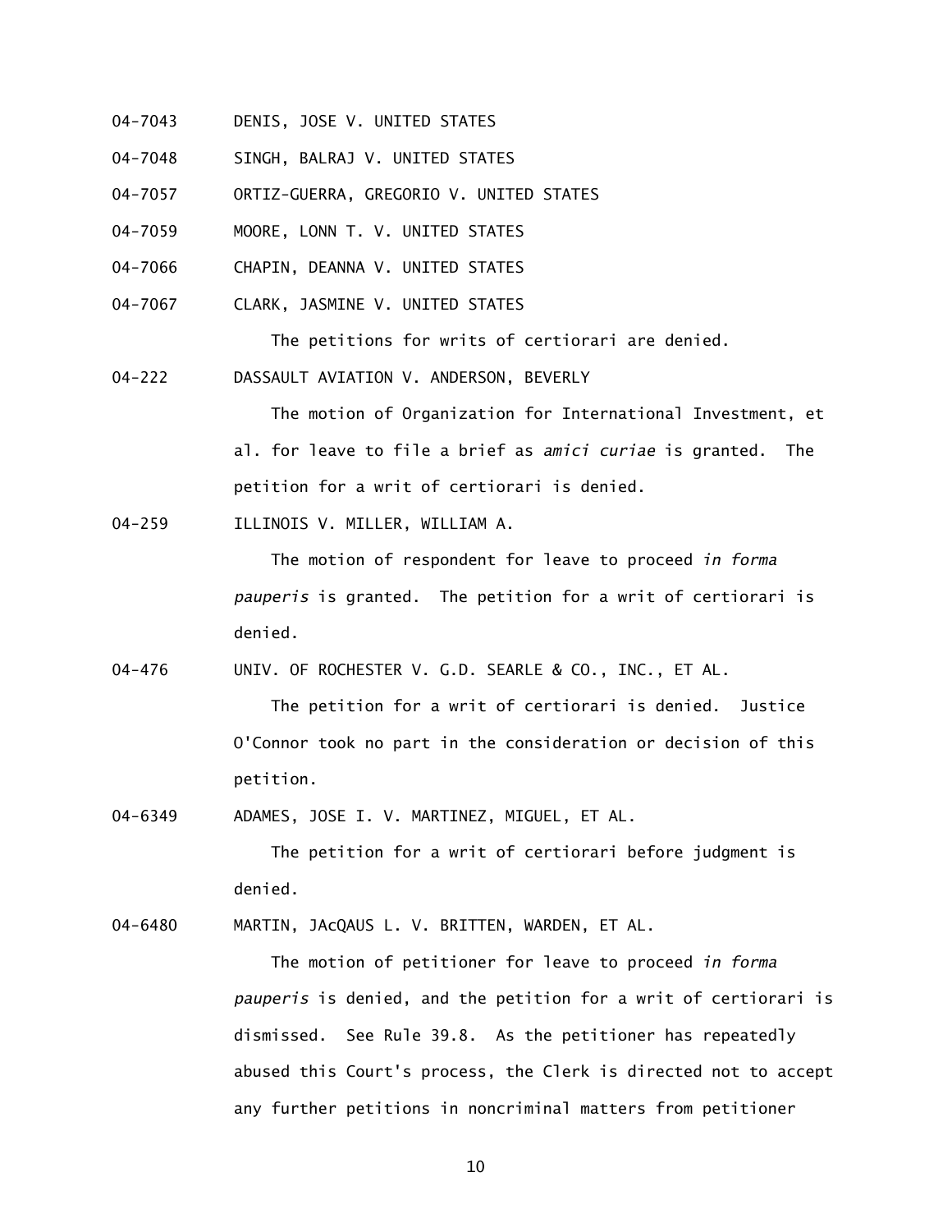04-7043 DENIS, JOSE V. UNITED STATES

04-7048 SINGH, BALRAJ V. UNITED STATES

04-7057 ORTIZ-GUERRA, GREGORIO V. UNITED STATES

04-7059 MOORE, LONN T. V. UNITED STATES

04-7066 CHAPIN, DEANNA V. UNITED STATES

04-7067 CLARK, JASMINE V. UNITED STATES

The petitions for writs of certiorari are denied.

04-222 DASSAULT AVIATION V. ANDERSON, BEVERLY

The motion of Organization for International Investment, et al. for leave to file a brief as *amici curiae* is granted. The petition for a writ of certiorari is denied.

04-259 ILLINOIS V. MILLER, WILLIAM A.

The motion of respondent for leave to proceed *in forma pauperis* is granted. The petition for a writ of certiorari is denied.

04-476 UNIV. OF ROCHESTER V. G.D. SEARLE & CO., INC., ET AL.

The petition for a writ of certiorari is denied. Justice O'Connor took no part in the consideration or decision of this petition.

04-6349 ADAMES, JOSE I. V. MARTINEZ, MIGUEL, ET AL.

The petition for a writ of certiorari before judgment is denied.

04-6480 MARTIN, JAcQAUS L. V. BRITTEN, WARDEN, ET AL.

The motion of petitioner for leave to proceed *in forma pauperis* is denied, and the petition for a writ of certiorari is dismissed. See Rule 39.8. As the petitioner has repeatedly abused this Court's process, the Clerk is directed not to accept any further petitions in noncriminal matters from petitioner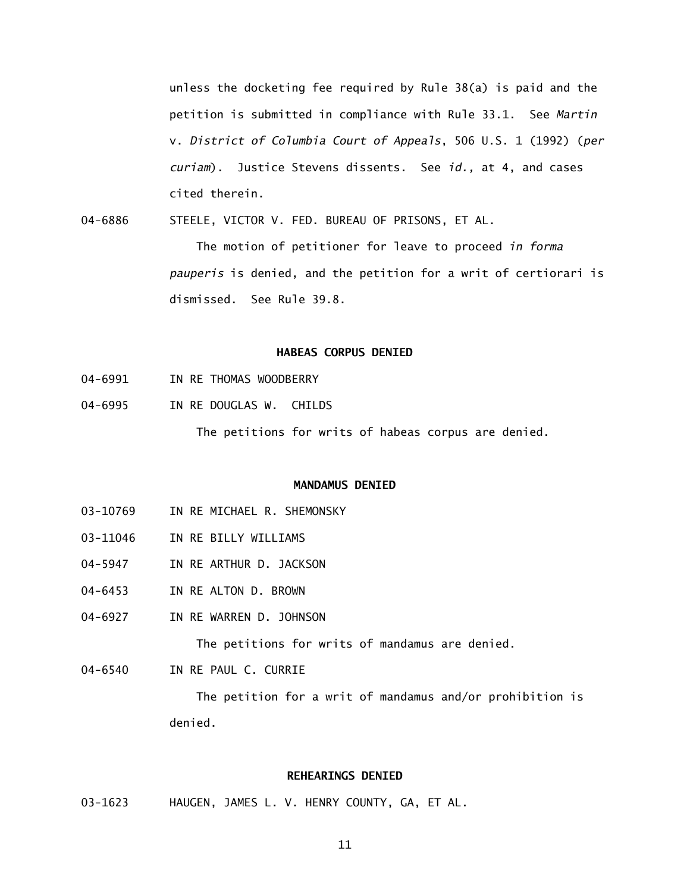unless the docketing fee required by Rule 38(a) is paid and the petition is submitted in compliance with Rule 33.1. See *Martin* v. *District of Columbia Court of Appeals*, 506 U.S. 1 (1992) (*per curiam*). Justice Stevens dissents. See *id.,* at 4, and cases cited therein.

04-6886 STEELE, VICTOR V. FED. BUREAU OF PRISONS, ET AL.

The motion of petitioner for leave to proceed *in forma pauperis* is denied, and the petition for a writ of certiorari is dismissed. See Rule 39.8.

**HABEAS CORPUS DENIED**

04-6991 IN RE THOMAS WOODBERRY

04-6995 IN RE DOUGLAS W. CHILDS

The petitions for writs of habeas corpus are denied.

**MANDAMUS DENIED**

03-10769 IN RE MICHAEL R. SHEMONSKY

03-11046 IN RE BILLY WILLIAMS

04-5947 IN RE ARTHUR D. JACKSON

04-6453 IN RE ALTON D. BROWN

04-6927 IN RE WARREN D. JOHNSON

The petitions for writs of mandamus are denied.

04-6540 IN RE PAUL C. CURRIE

The petition for a writ of mandamus and/or prohibition is denied.

**REHEARINGS DENIED**

03-1623 HAUGEN, JAMES L. V. HENRY COUNTY, GA, ET AL.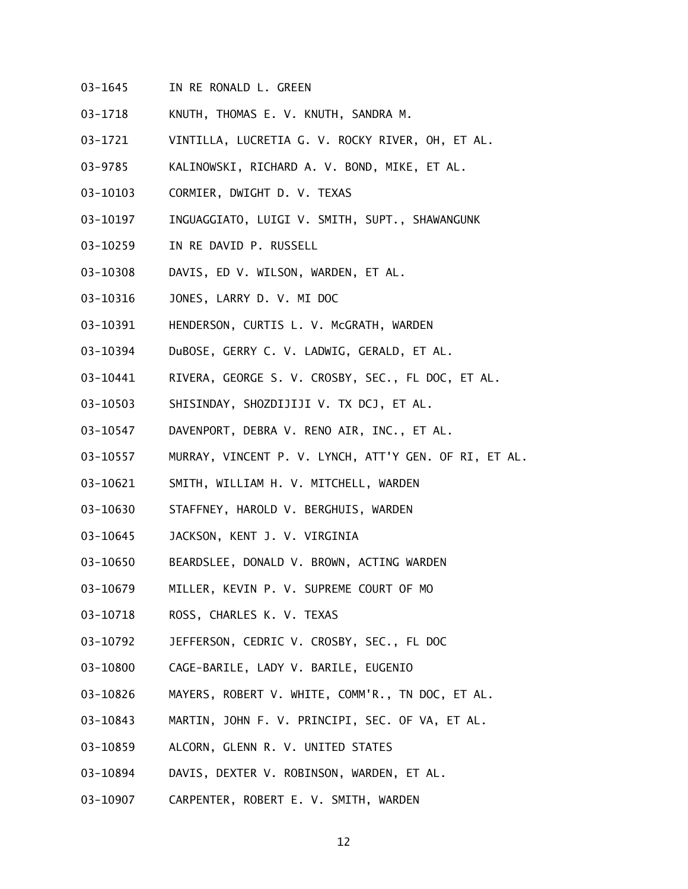03-1645 IN RE RONALD L. GREEN

03-1718 KNUTH, THOMAS E. V. KNUTH, SANDRA M.

03-1721 VINTILLA, LUCRETIA G. V. ROCKY RIVER, OH, ET AL.

03-9785 KALINOWSKI, RICHARD A. V. BOND, MIKE, ET AL.

03-10103 CORMIER, DWIGHT D. V. TEXAS

03-10197 INGUAGGIATO, LUIGI V. SMITH, SUPT., SHAWANGUNK

03-10259 IN RE DAVID P. RUSSELL

03-10308 DAVIS, ED V. WILSON, WARDEN, ET AL.

03-10316 JONES, LARRY D. V. MI DOC

03-10391 HENDERSON, CURTIS L. V. McGRATH, WARDEN

03-10394 DuBOSE, GERRY C. V. LADWIG, GERALD, ET AL.

03-10441 RIVERA, GEORGE S. V. CROSBY, SEC., FL DOC, ET AL.

03-10503 SHISINDAY, SHOZDIJIJI V. TX DCJ, ET AL.

03-10547 DAVENPORT, DEBRA V. RENO AIR, INC., ET AL.

03-10557 MURRAY, VINCENT P. V. LYNCH, ATT'Y GEN. OF RI, ET AL.

03-10621 SMITH, WILLIAM H. V. MITCHELL, WARDEN

03-10630 STAFFNEY, HAROLD V. BERGHUIS, WARDEN

03-10645 JACKSON, KENT J. V. VIRGINIA

03-10650 BEARDSLEE, DONALD V. BROWN, ACTING WARDEN

03-10679 MILLER, KEVIN P. V. SUPREME COURT OF MO

03-10718 ROSS, CHARLES K. V. TEXAS

03-10792 JEFFERSON, CEDRIC V. CROSBY, SEC., FL DOC

03-10800 CAGE-BARILE, LADY V. BARILE, EUGENIO

03-10826 MAYERS, ROBERT V. WHITE, COMM'R., TN DOC, ET AL.

03-10843 MARTIN, JOHN F. V. PRINCIPI, SEC. OF VA, ET AL.

03-10859 ALCORN, GLENN R. V. UNITED STATES

03-10894 DAVIS, DEXTER V. ROBINSON, WARDEN, ET AL.

03-10907 CARPENTER, ROBERT E. V. SMITH, WARDEN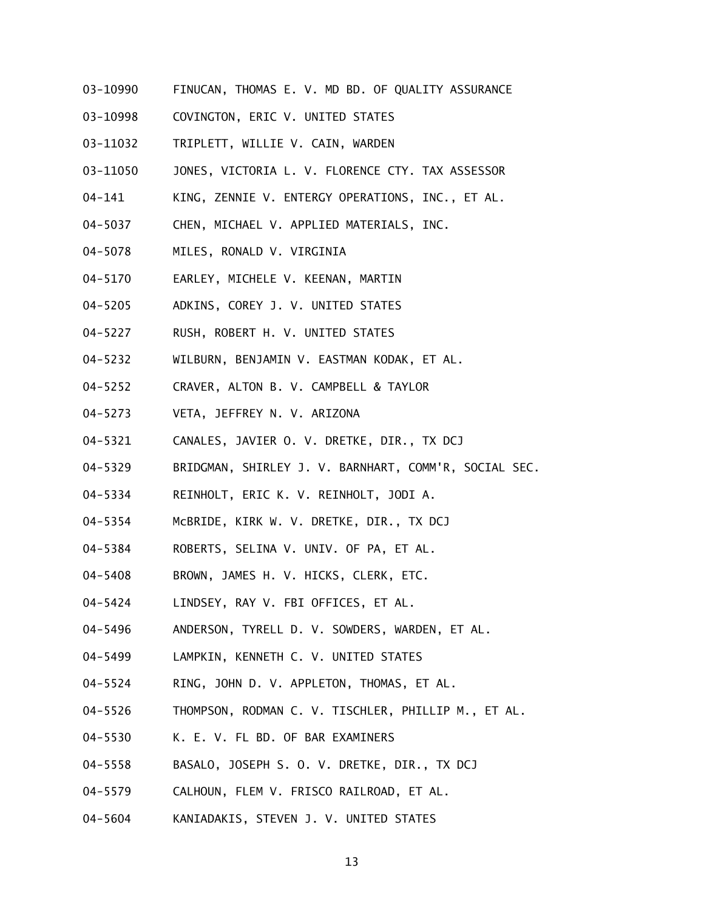03-10990 FINUCAN, THOMAS E. V. MD BD. OF QUALITY ASSURANCE

03-10998 COVINGTON, ERIC V. UNITED STATES

03-11032 TRIPLETT, WILLIE V. CAIN, WARDEN

03-11050 JONES, VICTORIA L. V. FLORENCE CTY. TAX ASSESSOR

04-141 KING, ZENNIE V. ENTERGY OPERATIONS, INC., ET AL.

04-5037 CHEN, MICHAEL V. APPLIED MATERIALS, INC.

04-5078 MILES, RONALD V. VIRGINIA

04-5170 EARLEY, MICHELE V. KEENAN, MARTIN

04-5205 ADKINS, COREY J. V. UNITED STATES

04-5227 RUSH, ROBERT H. V. UNITED STATES

04-5232 WILBURN, BENJAMIN V. EASTMAN KODAK, ET AL.

04-5252 CRAVER, ALTON B. V. CAMPBELL & TAYLOR

04-5273 VETA, JEFFREY N. V. ARIZONA

04-5321 CANALES, JAVIER O. V. DRETKE, DIR., TX DCJ

04-5329 BRIDGMAN, SHIRLEY J. V. BARNHART, COMM'R, SOCIAL SEC.

04-5334 REINHOLT, ERIC K. V. REINHOLT, JODI A.

04-5354 McBRIDE, KIRK W. V. DRETKE, DIR., TX DCJ

04-5384 ROBERTS, SELINA V. UNIV. OF PA, ET AL.

04-5408 BROWN, JAMES H. V. HICKS, CLERK, ETC.

04-5424 LINDSEY, RAY V. FBI OFFICES, ET AL.

04-5496 ANDERSON, TYRELL D. V. SOWDERS, WARDEN, ET AL.

04-5499 LAMPKIN, KENNETH C. V. UNITED STATES

04-5524 RING, JOHN D. V. APPLETON, THOMAS, ET AL.

04-5526 THOMPSON, RODMAN C. V. TISCHLER, PHILLIP M., ET AL.

04-5530 K. E. V. FL BD. OF BAR EXAMINERS

04-5558 BASALO, JOSEPH S. O. V. DRETKE, DIR., TX DCJ

04-5579 CALHOUN, FLEM V. FRISCO RAILROAD, ET AL.

04-5604 KANIADAKIS, STEVEN J. V. UNITED STATES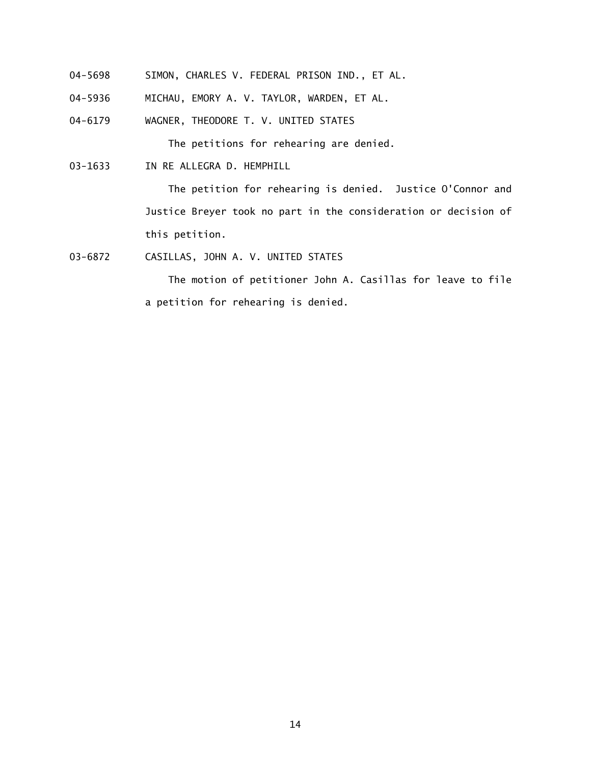04-5698 SIMON, CHARLES V. FEDERAL PRISON IND., ET AL.

04-5936 MICHAU, EMORY A. V. TAYLOR, WARDEN, ET AL.

04-6179 WAGNER, THEODORE T. V. UNITED STATES

The petitions for rehearing are denied.

03-1633 IN RE ALLEGRA D. HEMPHILL

The petition for rehearing is denied. Justice O'Connor and Justice Breyer took no part in the consideration or decision of this petition.

03-6872 CASILLAS, JOHN A. V. UNITED STATES

The motion of petitioner John A. Casillas for leave to file a petition for rehearing is denied.